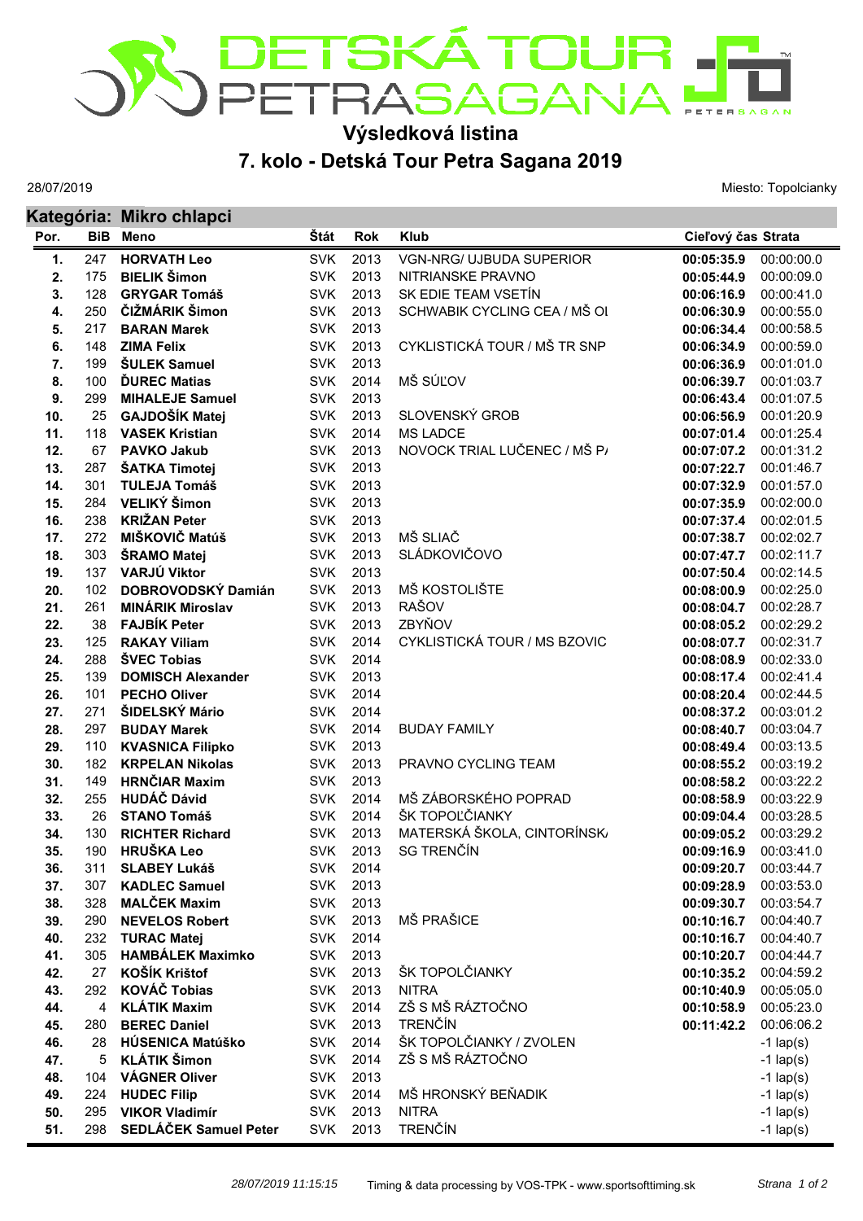# DETSKÁ TOUR PETRA SAGANA

## Výsledková listina

## 7. kolo - Detská Tour Petra Sagana 2019

28/07/2019

Miesto: Topolcianky

### Kategória: Mikro chlapci

| Por. | BiB | Meno | Štát | Rok | Klub | Cieľový čas | Strata |
|---|---|---|---|---|---|---|---|
| 1. | 247 | **HORVATH Leo** | SVK | 2013 | VGN-NRG/ UJBUDA SUPERIOR | **00:05:35.9** | 00:00:00.0 |
| 2. | 175 | **BIELIK Šimon** | SVK | 2013 | NITRIANSKE PRAVNO | **00:05:44.9** | 00:00:09.0 |
| 3. | 128 | **GRYGAR Tomáš** | SVK | 2013 | SK EDIE TEAM VSETÍN | **00:06:16.9** | 00:00:41.0 |
| 4. | 250 | **ČIŽMÁRIK Šimon** | SVK | 2013 | SCHWABIK CYCLING CEA / MŠ OI | **00:06:30.9** | 00:00:55.0 |
| 5. | 217 | **BARAN Marek** | SVK | 2013 | | **00:06:34.4** | 00:00:58.5 |
| 6. | 148 | **ZIMA Felix** | SVK | 2013 | CYKLISTICKÁ TOUR / MŠ TR SNP | **00:06:34.9** | 00:00:59.0 |
| 7. | 199 | **ŠULEK Samuel** | SVK | 2013 | | **00:06:36.9** | 00:01:01.0 |
| 8. | 100 | **ĎUREC Matias** | SVK | 2014 | MŠ SÚĽOV | **00:06:39.7** | 00:01:03.7 |
| 9. | 299 | **MIHALEJE Samuel** | SVK | 2013 | | **00:06:43.4** | 00:01:07.5 |
| 10. | 25 | **GAJDOŠÍK Matej** | SVK | 2013 | SLOVENSKÝ GROB | **00:06:56.9** | 00:01:20.9 |
| 11. | 118 | **VASEK Kristian** | SVK | 2014 | MS LADCE | **00:07:01.4** | 00:01:25.4 |
| 12. | 67 | **PAVKO Jakub** | SVK | 2013 | NOVOCK TRIAL LUČENEC / MŠ P/ | **00:07:07.2** | 00:01:31.2 |
| 13. | 287 | **ŠATKA Timotej** | SVK | 2013 | | **00:07:22.7** | 00:01:46.7 |
| 14. | 301 | **TULEJA Tomáš** | SVK | 2013 | | **00:07:32.9** | 00:01:57.0 |
| 15. | 284 | **VELIKÝ Šimon** | SVK | 2013 | | **00:07:35.9** | 00:02:00.0 |
| 16. | 238 | **KRIŽAN Peter** | SVK | 2013 | | **00:07:37.4** | 00:02:01.5 |
| 17. | 272 | **MIŠKOVIČ Matúš** | SVK | 2013 | MŠ SLIAČ | **00:07:38.7** | 00:02:02.7 |
| 18. | 303 | **ŠRAMO Matej** | SVK | 2013 | SLÁDKOVIČOVO | **00:07:47.7** | 00:02:11.7 |
| 19. | 137 | **VARJÚ Viktor** | SVK | 2013 | | **00:07:50.4** | 00:02:14.5 |
| 20. | 102 | **DOBROVODSKÝ Damián** | SVK | 2013 | MŠ KOSTOLIŠTE | **00:08:00.9** | 00:02:25.0 |
| 21. | 261 | **MINÁRIK Miroslav** | SVK | 2013 | RAŠOV | **00:08:04.7** | 00:02:28.7 |
| 22. | 38 | **FAJBÍK Peter** | SVK | 2013 | ZBYŇOV | **00:08:05.2** | 00:02:29.2 |
| 23. | 125 | **RAKAY Viliam** | SVK | 2014 | CYKLISTICKÁ TOUR / MS BZOVIC | **00:08:07.7** | 00:02:31.7 |
| 24. | 288 | **ŠVEC Tobias** | SVK | 2014 | | **00:08:08.9** | 00:02:33.0 |
| 25. | 139 | **DOMISCH Alexander** | SVK | 2013 | | **00:08:17.4** | 00:02:41.4 |
| 26. | 101 | **PECHO Oliver** | SVK | 2014 | | **00:08:20.4** | 00:02:44.5 |
| 27. | 271 | **ŠIDELSKÝ Mário** | SVK | 2014 | | **00:08:37.2** | 00:03:01.2 |
| 28. | 297 | **BUDAY Marek** | SVK | 2014 | BUDAY FAMILY | **00:08:40.7** | 00:03:04.7 |
| 29. | 110 | **KVASNICA Filipko** | SVK | 2013 | | **00:08:49.4** | 00:03:13.5 |
| 30. | 182 | **KRPELAN Nikolas** | SVK | 2013 | PRAVNO CYCLING TEAM | **00:08:55.2** | 00:03:19.2 |
| 31. | 149 | **HRNČIAR Maxim** | SVK | 2013 | | **00:08:58.2** | 00:03:22.2 |
| 32. | 255 | **HUDÁČ Dávid** | SVK | 2014 | MŠ ZÁBORSKÉHO POPRAD | **00:08:58.9** | 00:03:22.9 |
| 33. | 26 | **STANO Tomáš** | SVK | 2014 | ŠK TOPOĽČIANKY | **00:09:04.4** | 00:03:28.5 |
| 34. | 130 | **RICHTER Richard** | SVK | 2013 | MATERSKÁ ŠKOLA, CINTORÍNSK/ | **00:09:05.2** | 00:03:29.2 |
| 35. | 190 | **HRUŠKA Leo** | SVK | 2013 | SG TRENČÍN | **00:09:16.9** | 00:03:41.0 |
| 36. | 311 | **SLABEY Lukáš** | SVK | 2014 | | **00:09:20.7** | 00:03:44.7 |
| 37. | 307 | **KADLEC Samuel** | SVK | 2013 | | **00:09:28.9** | 00:03:53.0 |
| 38. | 328 | **MALČEK Maxim** | SVK | 2013 | | **00:09:30.7** | 00:03:54.7 |
| 39. | 290 | **NEVELOS Robert** | SVK | 2013 | MŠ PRAŠICE | **00:10:16.7** | 00:04:40.7 |
| 40. | 232 | **TURAC Matej** | SVK | 2014 | | **00:10:16.7** | 00:04:40.7 |
| 41. | 305 | **HAMBÁLEK Maximko** | SVK | 2013 | | **00:10:20.7** | 00:04:44.7 |
| 42. | 27 | **KOŠÍK Krištof** | SVK | 2013 | ŠK TOPOLČIANKY | **00:10:35.2** | 00:04:59.2 |
| 43. | 292 | **KOVÁČ Tobias** | SVK | 2013 | NITRA | **00:10:40.9** | 00:05:05.0 |
| 44. | 4 | **KLÁTIK Maxim** | SVK | 2014 | ZŠ S MŠ RÁZTOČNO | **00:10:58.9** | 00:05:23.0 |
| 45. | 280 | **BEREC Daniel** | SVK | 2013 | TRENČÍN | **00:11:42.2** | 00:06:06.2 |
| 46. | 28 | **HÚSENICA Matúško** | SVK | 2014 | ŠK TOPOĽČIANKY / ZVOLEN | | -1 lap(s) |
| 47. | 5 | **KLÁTIK Šimon** | SVK | 2014 | ZŠ S MŠ RÁZTOČNO | | -1 lap(s) |
| 48. | 104 | **VÁGNER Oliver** | SVK | 2013 | | | -1 lap(s) |
| 49. | 224 | **HUDEC Filip** | SVK | 2014 | MŠ HRONSKÝ BEŇADIK | | -1 lap(s) |
| 50. | 295 | **VIKOR Vladimír** | SVK | 2013 | NITRA | | -1 lap(s) |
| 51. | 298 | **SEDLÁČEK Samuel Peter** | SVK | 2013 | TRENČÍN | | -1 lap(s) |

*28/07/2019 11:15:15* Timing & data processing by VOS-TPK - www.sportsofttiming.sk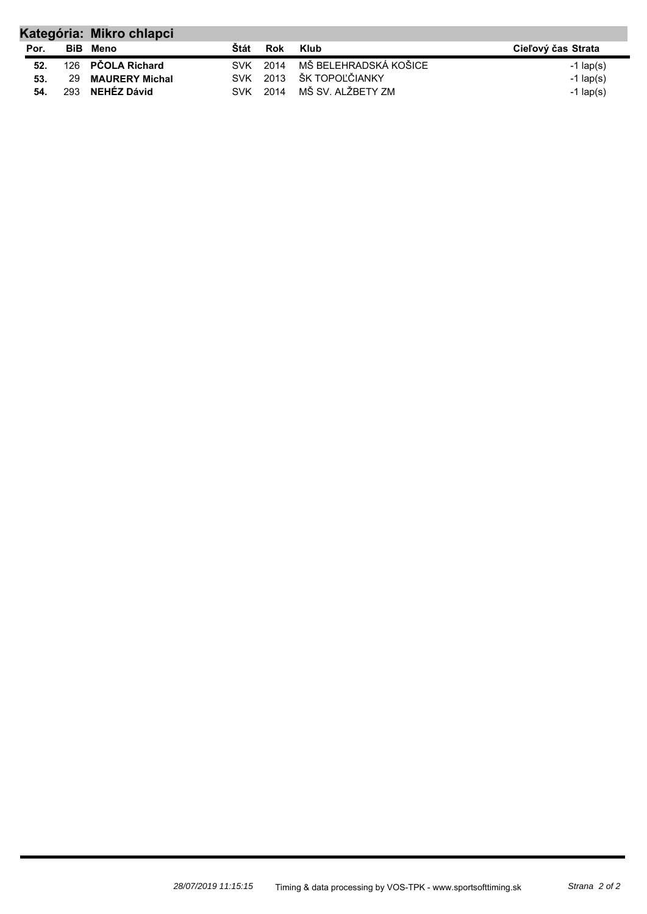## Kategória: Mikro chlapci

| Por. | BiB | Meno | Štát | Rok | Klub | Cieľový čas | Strata |
|---|---|---|---|---|---|---|---|
| 52. | 126 | **PČOLA Richard** | SVK | 2014 | MŠ BELEHRADSKÁ KOŠICE | | -1 lap(s) |
| 53. | 29 | **MAURERY Michal** | SVK | 2013 | ŠK TOPOĽČIANKY | | -1 lap(s) |
| 54. | 293 | **NEHÉZ Dávid** | SVK | 2014 | MŠ SV. ALŽBETY ZM | | -1 lap(s) |

*28/07/2019 11:15:15* Timing & data processing by VOS-TPK - www.sportsofttiming.sk